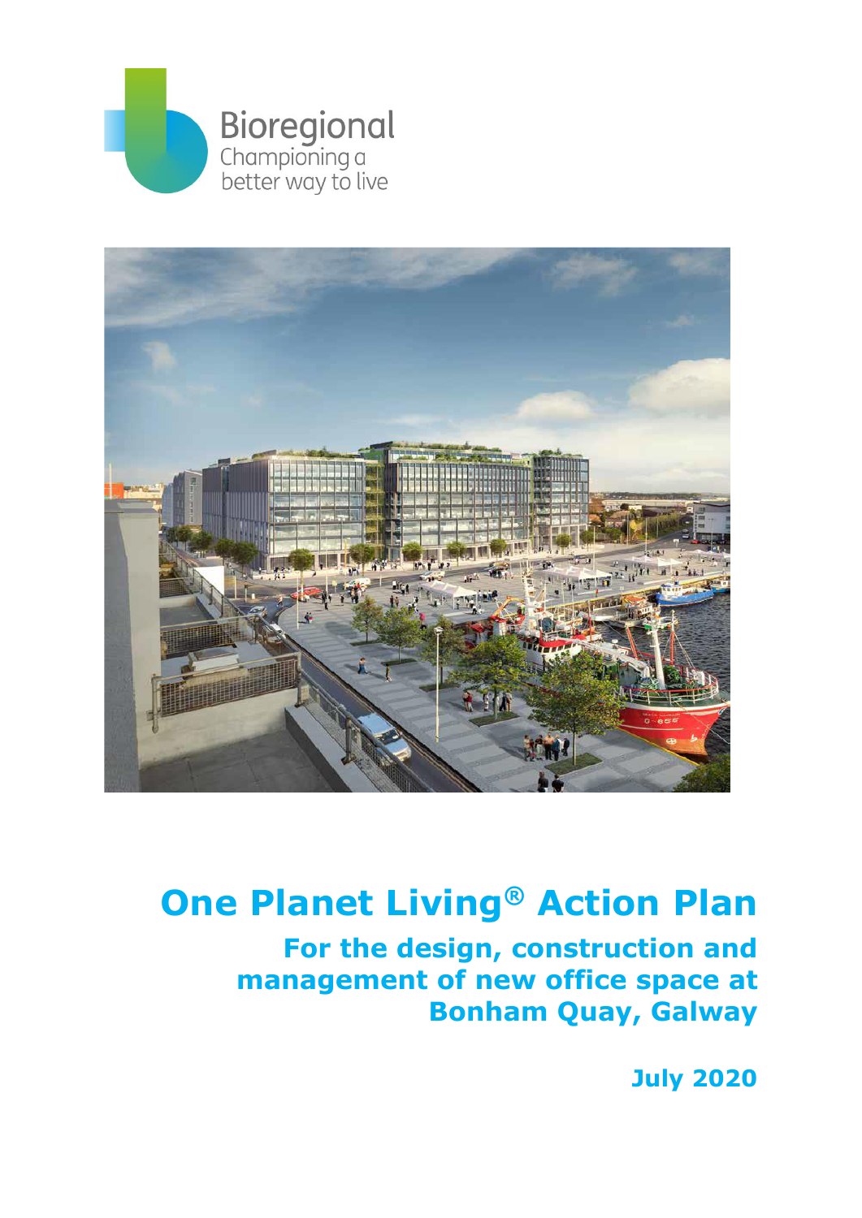Bioregional
Championing a better way to live

# One Planet Living® Action Plan

## For the design, construction and management of new office space at Bonham Quay, Galway

**July 2020**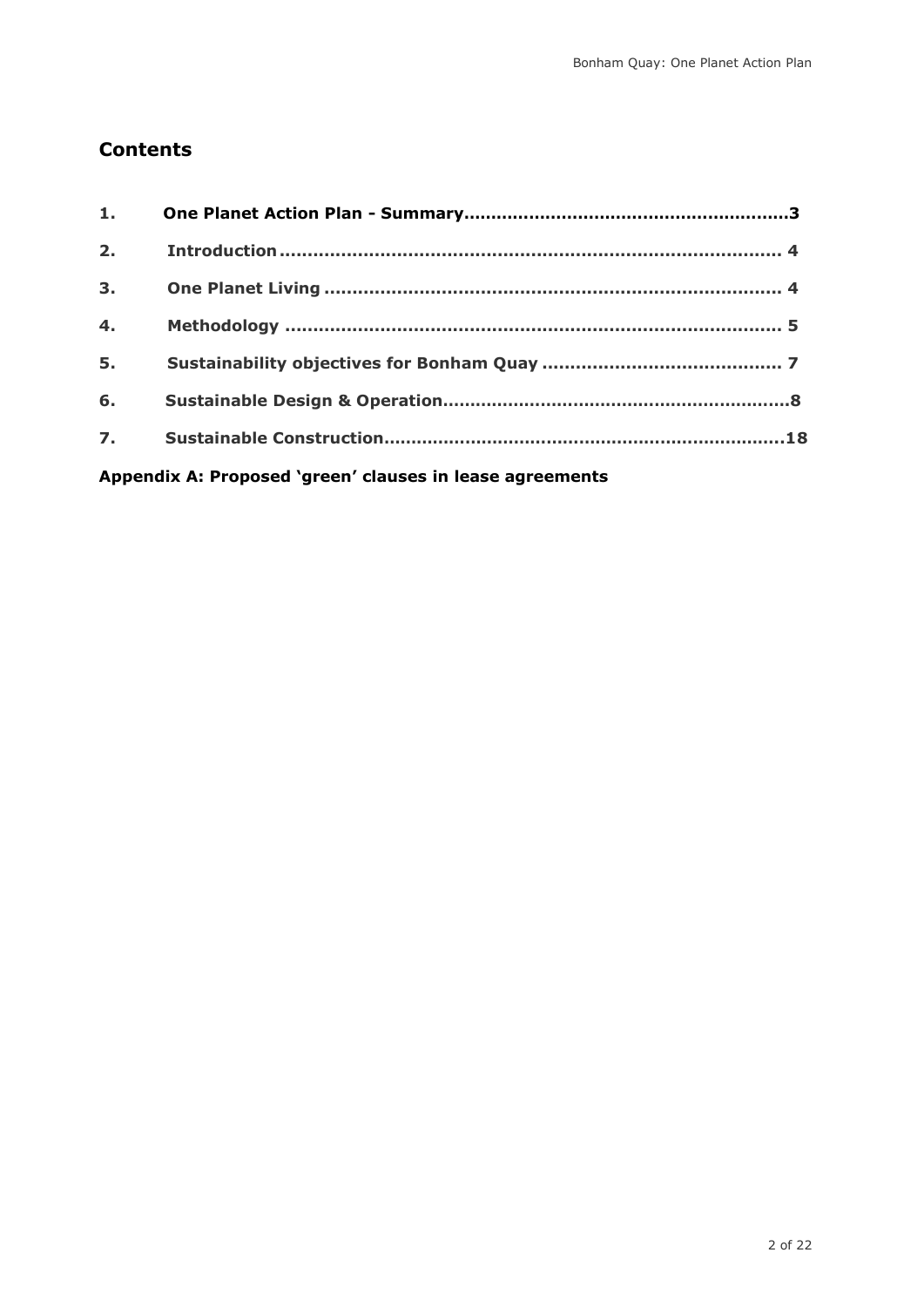## Contents

1. **One Planet Action Plan - Summary**......................................................3
2. **Introduction**.................................................................................... 4
3. **One Planet Living** ............................................................................. 4
4. **Methodology** ................................................................................... 5
5. **Sustainability objectives for Bonham Quay** ........................................ 7
6. **Sustainable Design & Operation**.........................................................8
7. **Sustainable Construction**...................................................................18

**Appendix A: Proposed 'green' clauses in lease agreements**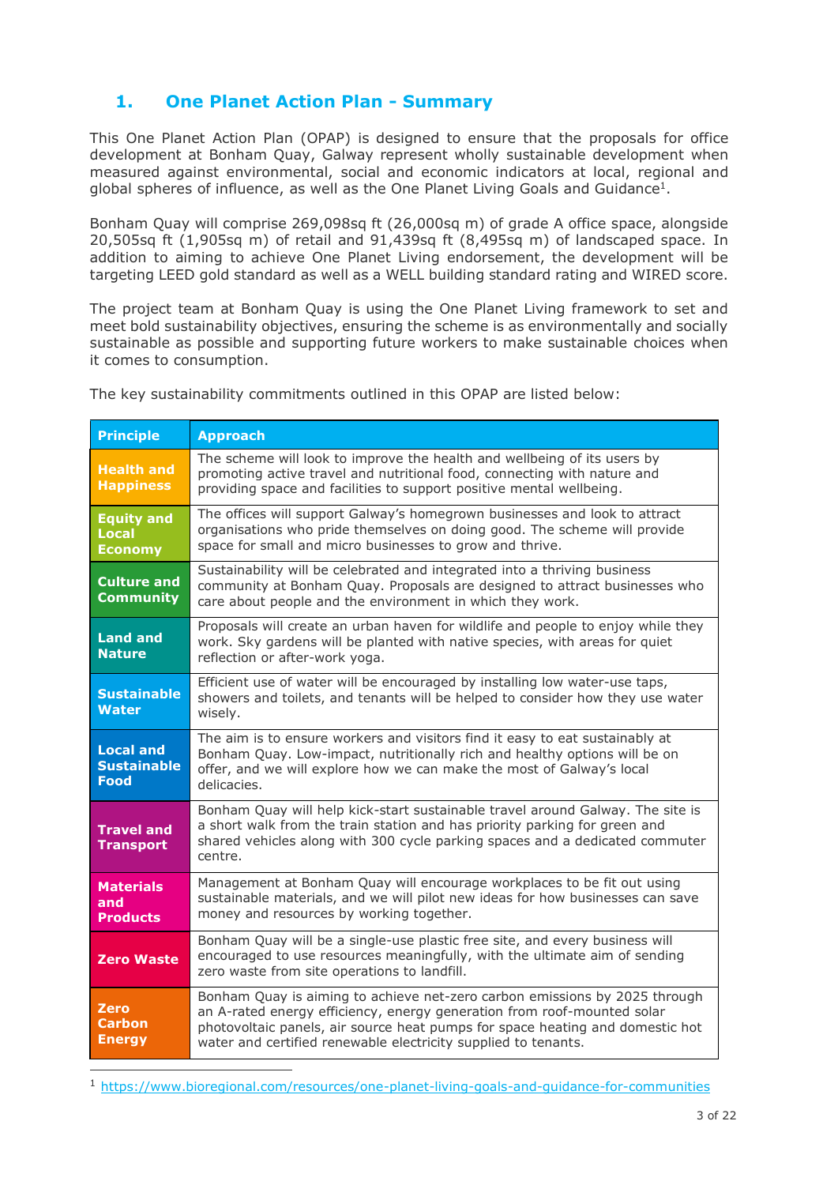# 1. One Planet Action Plan - Summary

This One Planet Action Plan (OPAP) is designed to ensure that the proposals for office development at Bonham Quay, Galway represent wholly sustainable development when measured against environmental, social and economic indicators at local, regional and global spheres of influence, as well as the One Planet Living Goals and Guidance[1].

Bonham Quay will comprise 269,098sq ft (26,000sq m) of grade A office space, alongside 20,505sq ft (1,905sq m) of retail and 91,439sq ft (8,495sq m) of landscaped space. In addition to aiming to achieve One Planet Living endorsement, the development will be targeting LEED gold standard as well as a WELL building standard rating and WIRED score.

The project team at Bonham Quay is using the One Planet Living framework to set and meet bold sustainability objectives, ensuring the scheme is as environmentally and socially sustainable as possible and supporting future workers to make sustainable choices when it comes to consumption.

The key sustainability commitments outlined in this OPAP are listed below:

| Principle | Approach |
|---|---|
| Health and Happiness | The scheme will look to improve the health and wellbeing of its users by promoting active travel and nutritional food, connecting with nature and providing space and facilities to support positive mental wellbeing. |
| Equity and Local Economy | The offices will support Galway's homegrown businesses and look to attract organisations who pride themselves on doing good. The scheme will provide space for small and micro businesses to grow and thrive. |
| Culture and Community | Sustainability will be celebrated and integrated into a thriving business community at Bonham Quay. Proposals are designed to attract businesses who care about people and the environment in which they work. |
| Land and Nature | Proposals will create an urban haven for wildlife and people to enjoy while they work. Sky gardens will be planted with native species, with areas for quiet reflection or after-work yoga. |
| Sustainable Water | Efficient use of water will be encouraged by installing low water-use taps, showers and toilets, and tenants will be helped to consider how they use water wisely. |
| Local and Sustainable Food | The aim is to ensure workers and visitors find it easy to eat sustainably at Bonham Quay. Low-impact, nutritionally rich and healthy options will be on offer, and we will explore how we can make the most of Galway's local delicacies. |
| Travel and Transport | Bonham Quay will help kick-start sustainable travel around Galway. The site is a short walk from the train station and has priority parking for green and shared vehicles along with 300 cycle parking spaces and a dedicated commuter centre. |
| Materials and Products | Management at Bonham Quay will encourage workplaces to be fit out using sustainable materials, and we will pilot new ideas for how businesses can save money and resources by working together. |
| Zero Waste | Bonham Quay will be a single-use plastic free site, and every business will encouraged to use resources meaningfully, with the ultimate aim of sending zero waste from site operations to landfill. |
| Zero Carbon Energy | Bonham Quay is aiming to achieve net-zero carbon emissions by 2025 through an A-rated energy efficiency, energy generation from roof-mounted solar photovoltaic panels, air source heat pumps for space heating and domestic hot water and certified renewable electricity supplied to tenants. |

[1] https://www.bioregional.com/resources/one-planet-living-goals-and-guidance-for-communities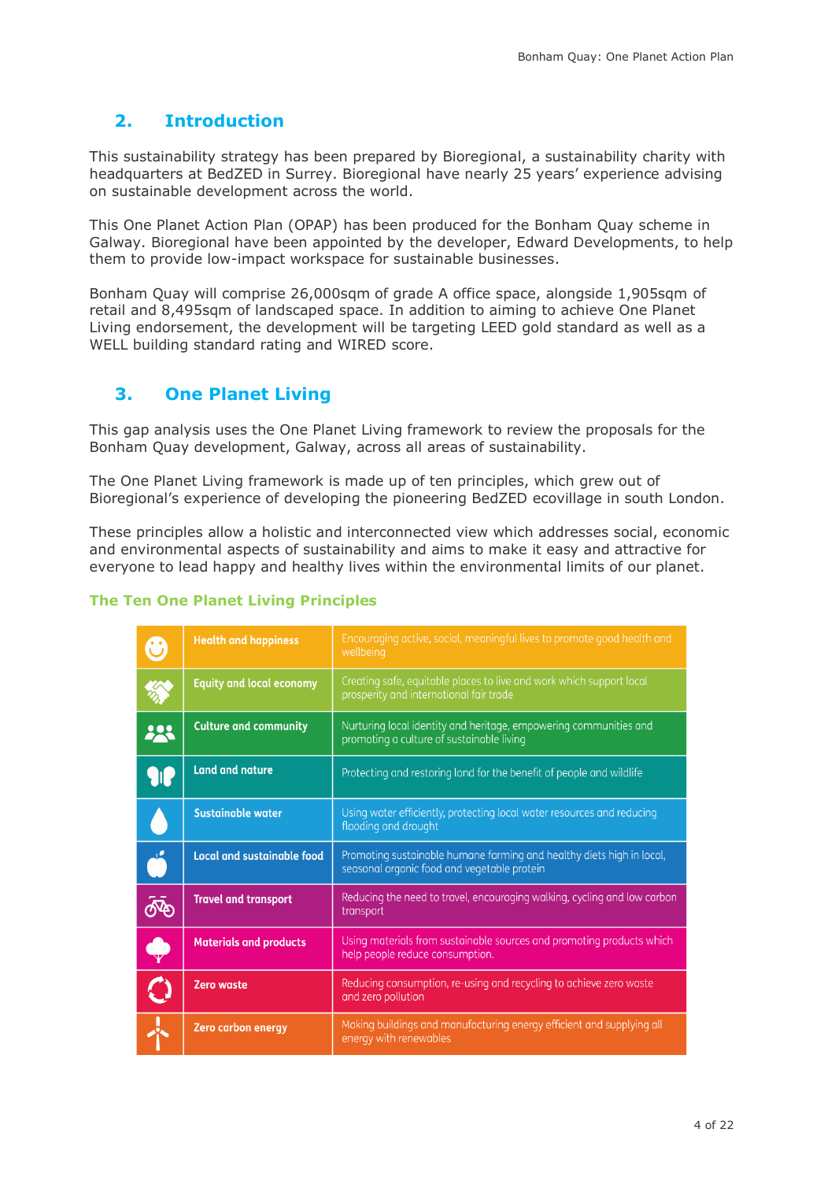## 2. Introduction

This sustainability strategy has been prepared by Bioregional, a sustainability charity with headquarters at BedZED in Surrey. Bioregional have nearly 25 years' experience advising on sustainable development across the world.

This One Planet Action Plan (OPAP) has been produced for the Bonham Quay scheme in Galway. Bioregional have been appointed by the developer, Edward Developments, to help them to provide low-impact workspace for sustainable businesses.

Bonham Quay will comprise 26,000sqm of grade A office space, alongside 1,905sqm of retail and 8,495sqm of landscaped space. In addition to aiming to achieve One Planet Living endorsement, the development will be targeting LEED gold standard as well as a WELL building standard rating and WIRED score.

## 3. One Planet Living

This gap analysis uses the One Planet Living framework to review the proposals for the Bonham Quay development, Galway, across all areas of sustainability.

The One Planet Living framework is made up of ten principles, which grew out of Bioregional's experience of developing the pioneering BedZED ecovillage in south London.

These principles allow a holistic and interconnected view which addresses social, economic and environmental aspects of sustainability and aims to make it easy and attractive for everyone to lead happy and healthy lives within the environmental limits of our planet.

### The Ten One Planet Living Principles

| Principle | Description |
|---|---|
| Health and happiness | Encouraging active, social, meaningful lives to promote good health and wellbeing |
| Equity and local economy | Creating safe, equitable places to live and work which support local prosperity and international fair trade |
| Culture and community | Nurturing local identity and heritage, empowering communities and promoting a culture of sustainable living |
| Land and nature | Protecting and restoring land for the benefit of people and wildlife |
| Sustainable water | Using water efficiently, protecting local water resources and reducing flooding and drought |
| Local and sustainable food | Promoting sustainable humane farming and healthy diets high in local, seasonal organic food and vegetable protein |
| Travel and transport | Reducing the need to travel, encouraging walking, cycling and low carbon transport |
| Materials and products | Using materials from sustainable sources and promoting products which help people reduce consumption. |
| Zero waste | Reducing consumption, re-using and recycling to achieve zero waste and zero pollution |
| Zero carbon energy | Making buildings and manufacturing energy efficient and supplying all energy with renewables |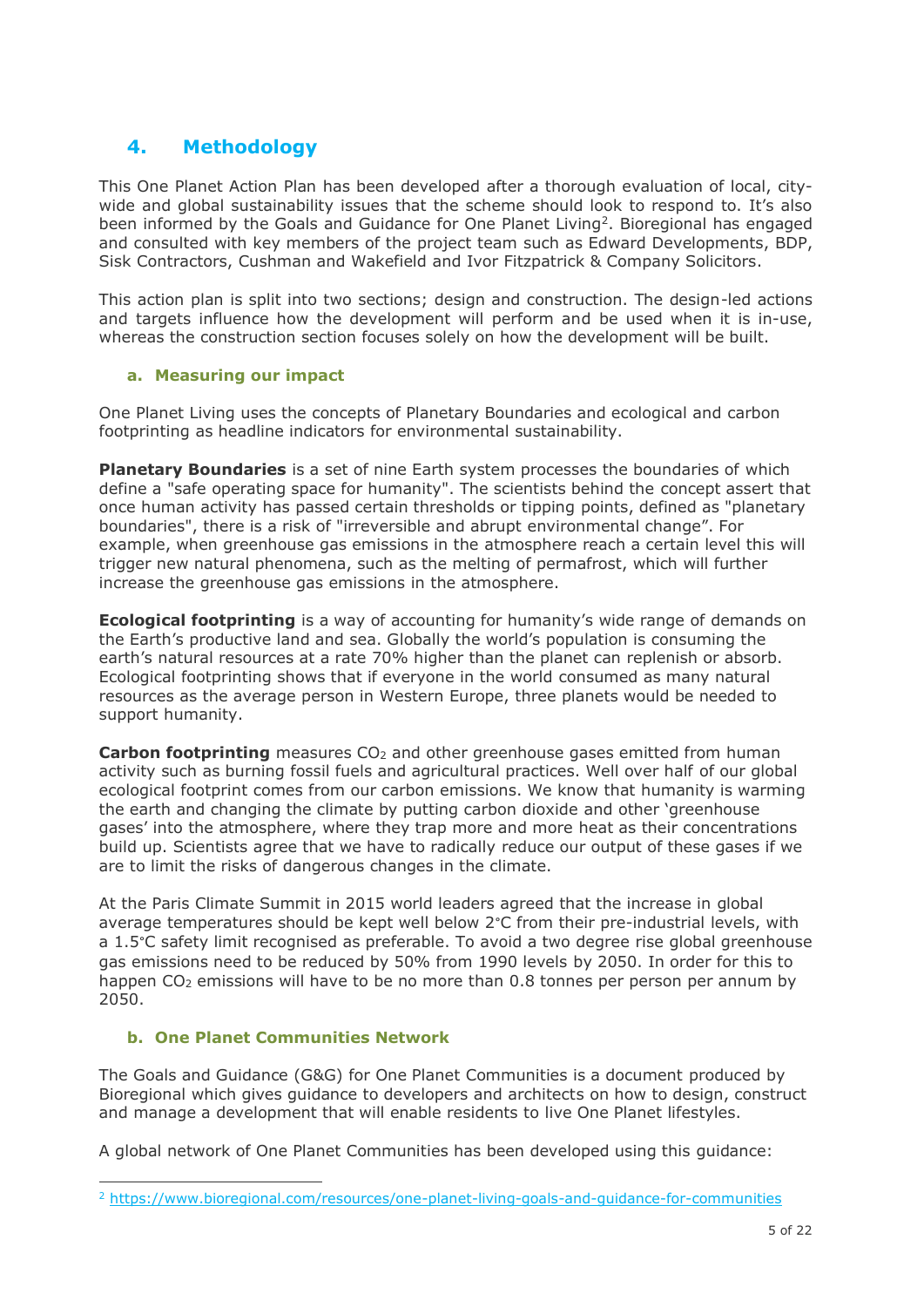## 4. Methodology

This One Planet Action Plan has been developed after a thorough evaluation of local, city-wide and global sustainability issues that the scheme should look to respond to. It's also been informed by the Goals and Guidance for One Planet Living[2]. Bioregional has engaged and consulted with key members of the project team such as Edward Developments, BDP, Sisk Contractors, Cushman and Wakefield and Ivor Fitzpatrick & Company Solicitors.

This action plan is split into two sections; design and construction. The design-led actions and targets influence how the development will perform and be used when it is in-use, whereas the construction section focuses solely on how the development will be built.

### a. Measuring our impact

One Planet Living uses the concepts of Planetary Boundaries and ecological and carbon footprinting as headline indicators for environmental sustainability.

**Planetary Boundaries** is a set of nine Earth system processes the boundaries of which define a "safe operating space for humanity". The scientists behind the concept assert that once human activity has passed certain thresholds or tipping points, defined as "planetary boundaries", there is a risk of "irreversible and abrupt environmental change". For example, when greenhouse gas emissions in the atmosphere reach a certain level this will trigger new natural phenomena, such as the melting of permafrost, which will further increase the greenhouse gas emissions in the atmosphere.

**Ecological footprinting** is a way of accounting for humanity's wide range of demands on the Earth's productive land and sea. Globally the world's population is consuming the earth's natural resources at a rate 70% higher than the planet can replenish or absorb. Ecological footprinting shows that if everyone in the world consumed as many natural resources as the average person in Western Europe, three planets would be needed to support humanity.

**Carbon footprinting** measures $CO_2$ and other greenhouse gases emitted from human activity such as burning fossil fuels and agricultural practices. Well over half of our global ecological footprint comes from our carbon emissions. We know that humanity is warming the earth and changing the climate by putting carbon dioxide and other 'greenhouse gases' into the atmosphere, where they trap more and more heat as their concentrations build up. Scientists agree that we have to radically reduce our output of these gases if we are to limit the risks of dangerous changes in the climate.

At the Paris Climate Summit in 2015 world leaders agreed that the increase in global average temperatures should be kept well below 2°C from their pre-industrial levels, with a 1.5°C safety limit recognised as preferable. To avoid a two degree rise global greenhouse gas emissions need to be reduced by 50% from 1990 levels by 2050. In order for this to happen $CO_2$ emissions will have to be no more than 0.8 tonnes per person per annum by 2050.

### b. One Planet Communities Network

The Goals and Guidance (G&G) for One Planet Communities is a document produced by Bioregional which gives guidance to developers and architects on how to design, construct and manage a development that will enable residents to live One Planet lifestyles.

A global network of One Planet Communities has been developed using this guidance:

[2] https://www.bioregional.com/resources/one-planet-living-goals-and-guidance-for-communities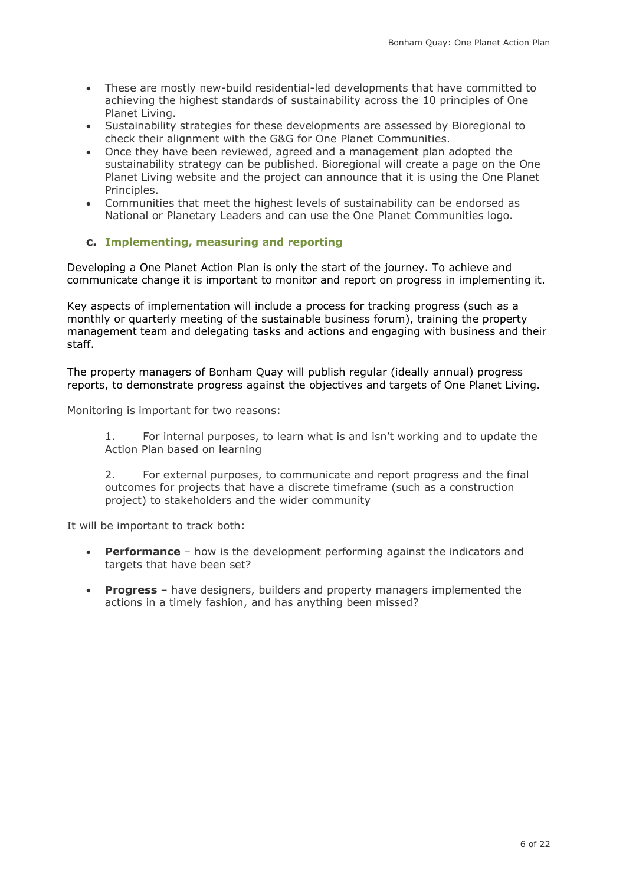- These are mostly new-build residential-led developments that have committed to achieving the highest standards of sustainability across the 10 principles of One Planet Living.
- Sustainability strategies for these developments are assessed by Bioregional to check their alignment with the G&G for One Planet Communities.
- Once they have been reviewed, agreed and a management plan adopted the sustainability strategy can be published. Bioregional will create a page on the One Planet Living website and the project can announce that it is using the One Planet Principles.
- Communities that meet the highest levels of sustainability can be endorsed as National or Planetary Leaders and can use the One Planet Communities logo.

### c. Implementing, measuring and reporting

Developing a One Planet Action Plan is only the start of the journey. To achieve and communicate change it is important to monitor and report on progress in implementing it.

Key aspects of implementation will include a process for tracking progress (such as a monthly or quarterly meeting of the sustainable business forum), training the property management team and delegating tasks and actions and engaging with business and their staff.

The property managers of Bonham Quay will publish regular (ideally annual) progress reports, to demonstrate progress against the objectives and targets of One Planet Living.

Monitoring is important for two reasons:

1. For internal purposes, to learn what is and isn't working and to update the Action Plan based on learning

2. For external purposes, to communicate and report progress and the final outcomes for projects that have a discrete timeframe (such as a construction project) to stakeholders and the wider community

It will be important to track both:

- **Performance** – how is the development performing against the indicators and targets that have been set?

- **Progress** – have designers, builders and property managers implemented the actions in a timely fashion, and has anything been missed?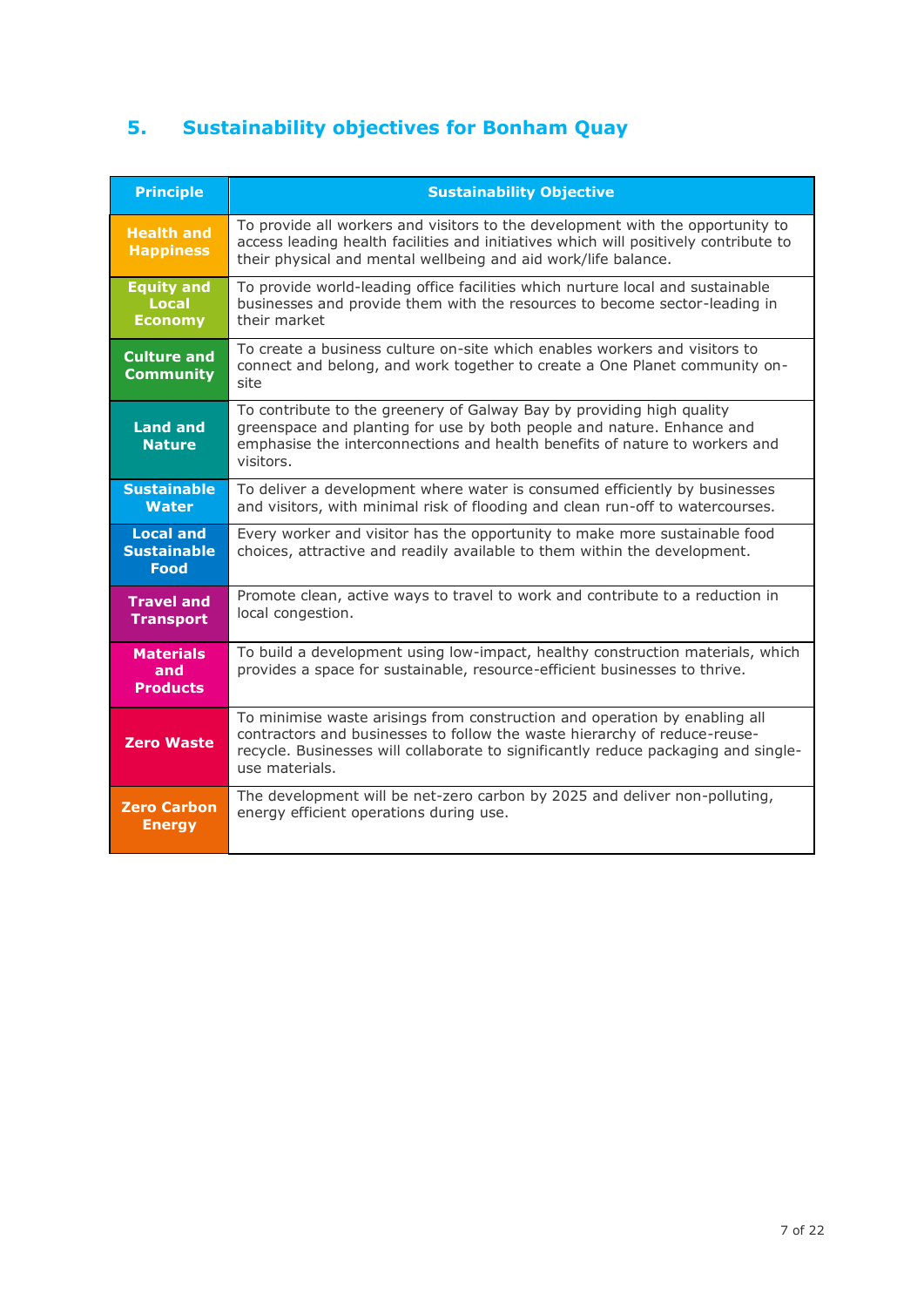## 5. Sustainability objectives for Bonham Quay

| Principle | Sustainability Objective |
|---|---|
| Health and Happiness | To provide all workers and visitors to the development with the opportunity to access leading health facilities and initiatives which will positively contribute to their physical and mental wellbeing and aid work/life balance. |
| Equity and Local Economy | To provide world-leading office facilities which nurture local and sustainable businesses and provide them with the resources to become sector-leading in their market |
| Culture and Community | To create a business culture on-site which enables workers and visitors to connect and belong, and work together to create a One Planet community on-site |
| Land and Nature | To contribute to the greenery of Galway Bay by providing high quality greenspace and planting for use by both people and nature. Enhance and emphasise the interconnections and health benefits of nature to workers and visitors. |
| Sustainable Water | To deliver a development where water is consumed efficiently by businesses and visitors, with minimal risk of flooding and clean run-off to watercourses. |
| Local and Sustainable Food | Every worker and visitor has the opportunity to make more sustainable food choices, attractive and readily available to them within the development. |
| Travel and Transport | Promote clean, active ways to travel to work and contribute to a reduction in local congestion. |
| Materials and Products | To build a development using low-impact, healthy construction materials, which provides a space for sustainable, resource-efficient businesses to thrive. |
| Zero Waste | To minimise waste arisings from construction and operation by enabling all contractors and businesses to follow the waste hierarchy of reduce-reuse-recycle. Businesses will collaborate to significantly reduce packaging and single-use materials. |
| Zero Carbon Energy | The development will be net-zero carbon by 2025 and deliver non-polluting, energy efficient operations during use. |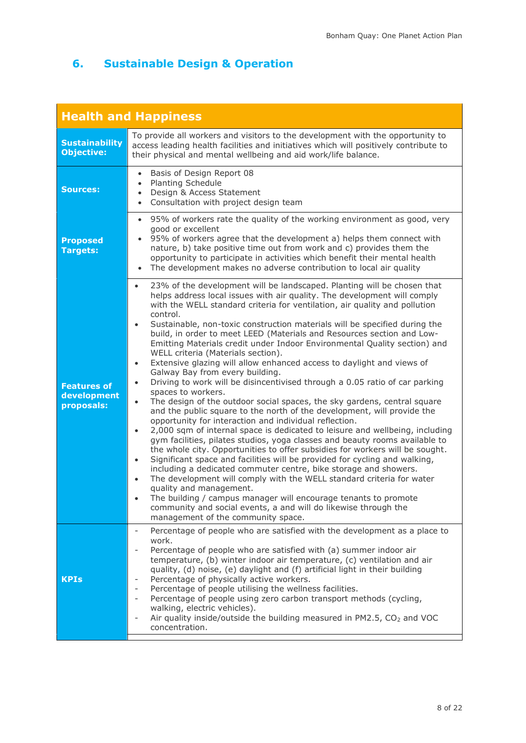# 6. Sustainable Design & Operation

| Health and Happiness | |
|---|---|
| **Sustainability Objective:** | To provide all workers and visitors to the development with the opportunity to access leading health facilities and initiatives which will positively contribute to their physical and mental wellbeing and aid work/life balance. |
| **Sources:** | • Basis of Design Report 08<br>• Planting Schedule<br>• Design & Access Statement<br>• Consultation with project design team |
| **Proposed Targets:** | • 95% of workers rate the quality of the working environment as good, very good or excellent<br>• 95% of workers agree that the development a) helps them connect with nature, b) take positive time out from work and c) provides them the opportunity to participate in activities which benefit their mental health<br>• The development makes no adverse contribution to local air quality |
| **Features of development proposals:** | • 23% of the development will be landscaped. Planting will be chosen that helps address local issues with air quality. The development will comply with the WELL standard criteria for ventilation, air quality and pollution control.<br>• Sustainable, non-toxic construction materials will be specified during the build, in order to meet LEED (Materials and Resources section and Low-Emitting Materials credit under Indoor Environmental Quality section) and WELL criteria (Materials section).<br>• Extensive glazing will allow enhanced access to daylight and views of Galway Bay from every building.<br>• Driving to work will be disincentivised through a 0.05 ratio of car parking spaces to workers.<br>• The design of the outdoor social spaces, the sky gardens, central square and the public square to the north of the development, will provide the opportunity for interaction and individual reflection.<br>• 2,000 sqm of internal space is dedicated to leisure and wellbeing, including gym facilities, pilates studios, yoga classes and beauty rooms available to the whole city. Opportunities to offer subsidies for workers will be sought.<br>• Significant space and facilities will be provided for cycling and walking, including a dedicated commuter centre, bike storage and showers.<br>• The development will comply with the WELL standard criteria for water quality and management.<br>• The building / campus manager will encourage tenants to promote community and social events, a and will do likewise through the management of the community space. |
| **KPIs** | - Percentage of people who are satisfied with the development as a place to work.<br>- Percentage of people who are satisfied with (a) summer indoor air temperature, (b) winter indoor air temperature, (c) ventilation and air quality, (d) noise, (e) daylight and (f) artificial light in their building<br>- Percentage of physically active workers.<br>- Percentage of people utilising the wellness facilities.<br>- Percentage of people using zero carbon transport methods (cycling, walking, electric vehicles).<br>- Air quality inside/outside the building measured in PM2.5, $CO_2$ and VOC concentration. |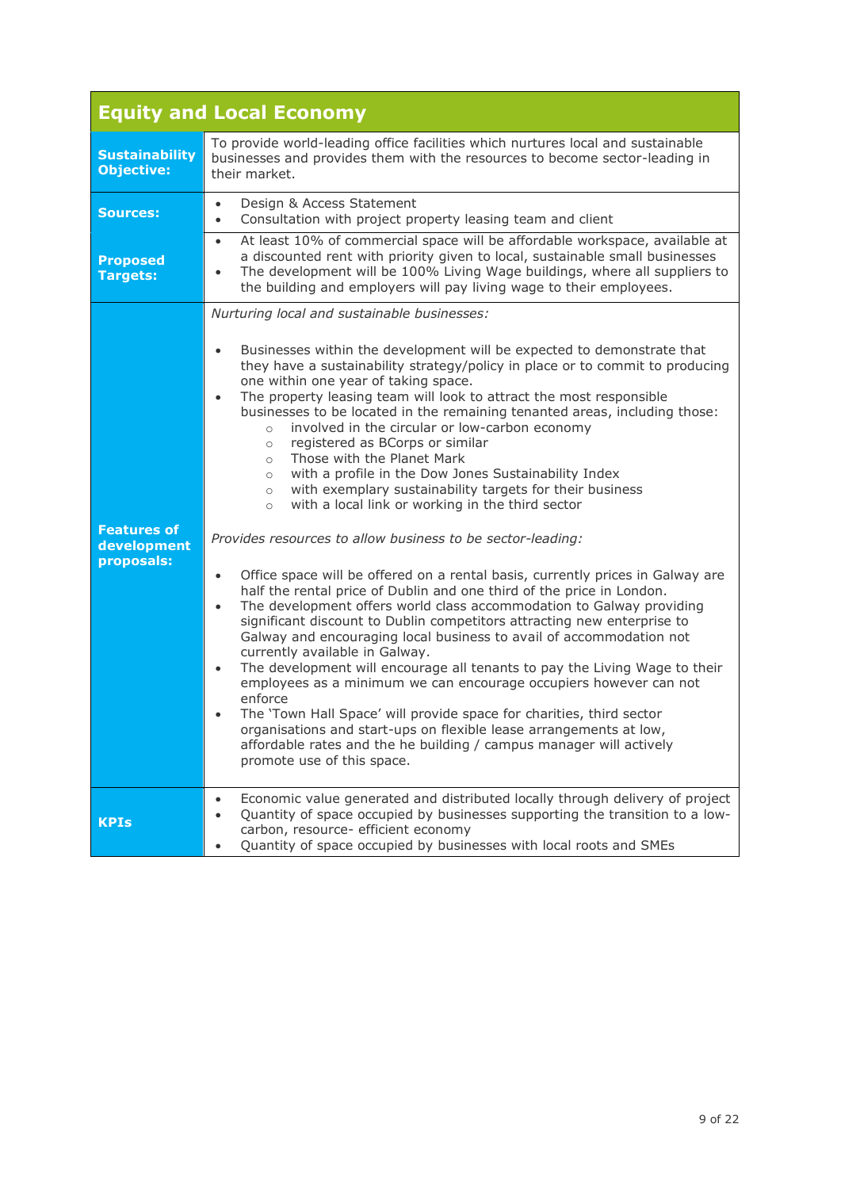| Equity and Local Economy | |
|---|---|
| **Sustainability Objective:** | To provide world-leading office facilities which nurtures local and sustainable businesses and provides them with the resources to become sector-leading in their market. |
| **Sources:** | • Design & Access Statement<br>• Consultation with project property leasing team and client |
| **Proposed Targets:** | • At least 10% of commercial space will be affordable workspace, available at a discounted rent with priority given to local, sustainable small businesses<br>• The development will be 100% Living Wage buildings, where all suppliers to the building and employers will pay living wage to their employees. |
| **Features of development proposals:** | *Nurturing local and sustainable businesses:*<br><br>• Businesses within the development will be expected to demonstrate that they have a sustainability strategy/policy in place or to commit to producing one within one year of taking space.<br>• The property leasing team will look to attract the most responsible businesses to be located in the remaining tenanted areas, including those:<br>&nbsp;&nbsp;&nbsp;&nbsp;○ involved in the circular or low-carbon economy<br>&nbsp;&nbsp;&nbsp;&nbsp;○ registered as BCorps or similar<br>&nbsp;&nbsp;&nbsp;&nbsp;○ Those with the Planet Mark<br>&nbsp;&nbsp;&nbsp;&nbsp;○ with a profile in the Dow Jones Sustainability Index<br>&nbsp;&nbsp;&nbsp;&nbsp;○ with exemplary sustainability targets for their business<br>&nbsp;&nbsp;&nbsp;&nbsp;○ with a local link or working in the third sector<br><br>*Provides resources to allow business to be sector-leading:*<br><br>• Office space will be offered on a rental basis, currently prices in Galway are half the rental price of Dublin and one third of the price in London.<br>• The development offers world class accommodation to Galway providing significant discount to Dublin competitors attracting new enterprise to Galway and encouraging local business to avail of accommodation not currently available in Galway.<br>• The development will encourage all tenants to pay the Living Wage to their employees as a minimum we can encourage occupiers however can not enforce<br>• The 'Town Hall Space' will provide space for charities, third sector organisations and start-ups on flexible lease arrangements at low, affordable rates and the he building / campus manager will actively promote use of this space. |
| **KPIs** | • Economic value generated and distributed locally through delivery of project<br>• Quantity of space occupied by businesses supporting the transition to a low-carbon, resource- efficient economy<br>• Quantity of space occupied by businesses with local roots and SMEs |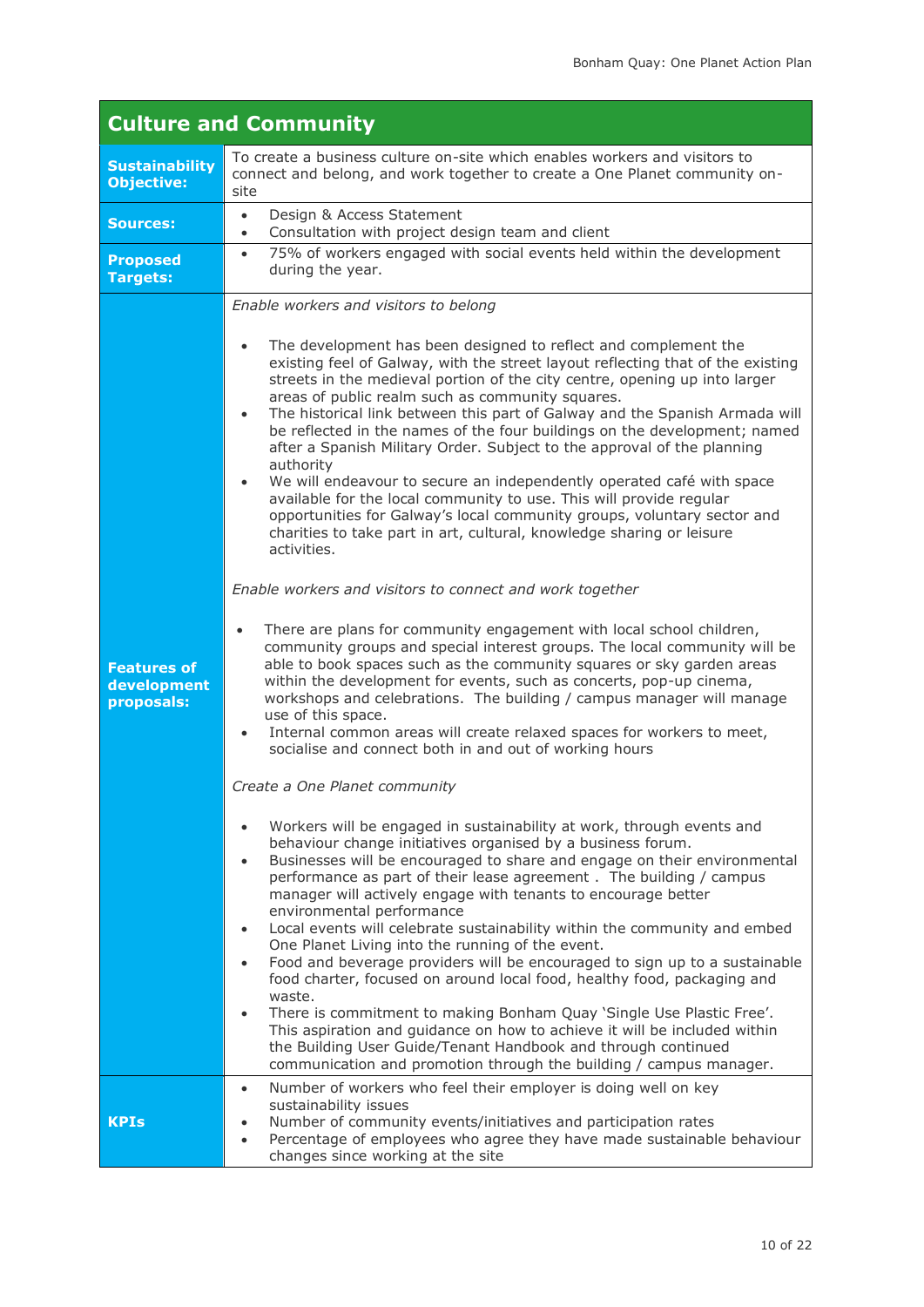| Culture and Community | |
|---|---|
| **Sustainability Objective:** | To create a business culture on-site which enables workers and visitors to connect and belong, and work together to create a One Planet community on-site |
| **Sources:** | • Design & Access Statement<br>• Consultation with project design team and client |
| **Proposed Targets:** | • 75% of workers engaged with social events held within the development during the year. |
| **Features of development proposals:** | *Enable workers and visitors to belong*<br><br>• The development has been designed to reflect and complement the existing feel of Galway, with the street layout reflecting that of the existing streets in the medieval portion of the city centre, opening up into larger areas of public realm such as community squares.<br>• The historical link between this part of Galway and the Spanish Armada will be reflected in the names of the four buildings on the development; named after a Spanish Military Order. Subject to the approval of the planning authority<br>• We will endeavour to secure an independently operated café with space available for the local community to use. This will provide regular opportunities for Galway's local community groups, voluntary sector and charities to take part in art, cultural, knowledge sharing or leisure activities.<br><br>*Enable workers and visitors to connect and work together*<br><br>• There are plans for community engagement with local school children, community groups and special interest groups. The local community will be able to book spaces such as the community squares or sky garden areas within the development for events, such as concerts, pop-up cinema, workshops and celebrations. The building / campus manager will manage use of this space.<br>• Internal common areas will create relaxed spaces for workers to meet, socialise and connect both in and out of working hours<br><br>*Create a One Planet community*<br><br>• Workers will be engaged in sustainability at work, through events and behaviour change initiatives organised by a business forum.<br>• Businesses will be encouraged to share and engage on their environmental performance as part of their lease agreement . The building / campus manager will actively engage with tenants to encourage better environmental performance<br>• Local events will celebrate sustainability within the community and embed One Planet Living into the running of the event.<br>• Food and beverage providers will be encouraged to sign up to a sustainable food charter, focused on around local food, healthy food, packaging and waste.<br>• There is commitment to making Bonham Quay 'Single Use Plastic Free'. This aspiration and guidance on how to achieve it will be included within the Building User Guide/Tenant Handbook and through continued communication and promotion through the building / campus manager. |
| **KPIs** | • Number of workers who feel their employer is doing well on key sustainability issues<br>• Number of community events/initiatives and participation rates<br>• Percentage of employees who agree they have made sustainable behaviour changes since working at the site |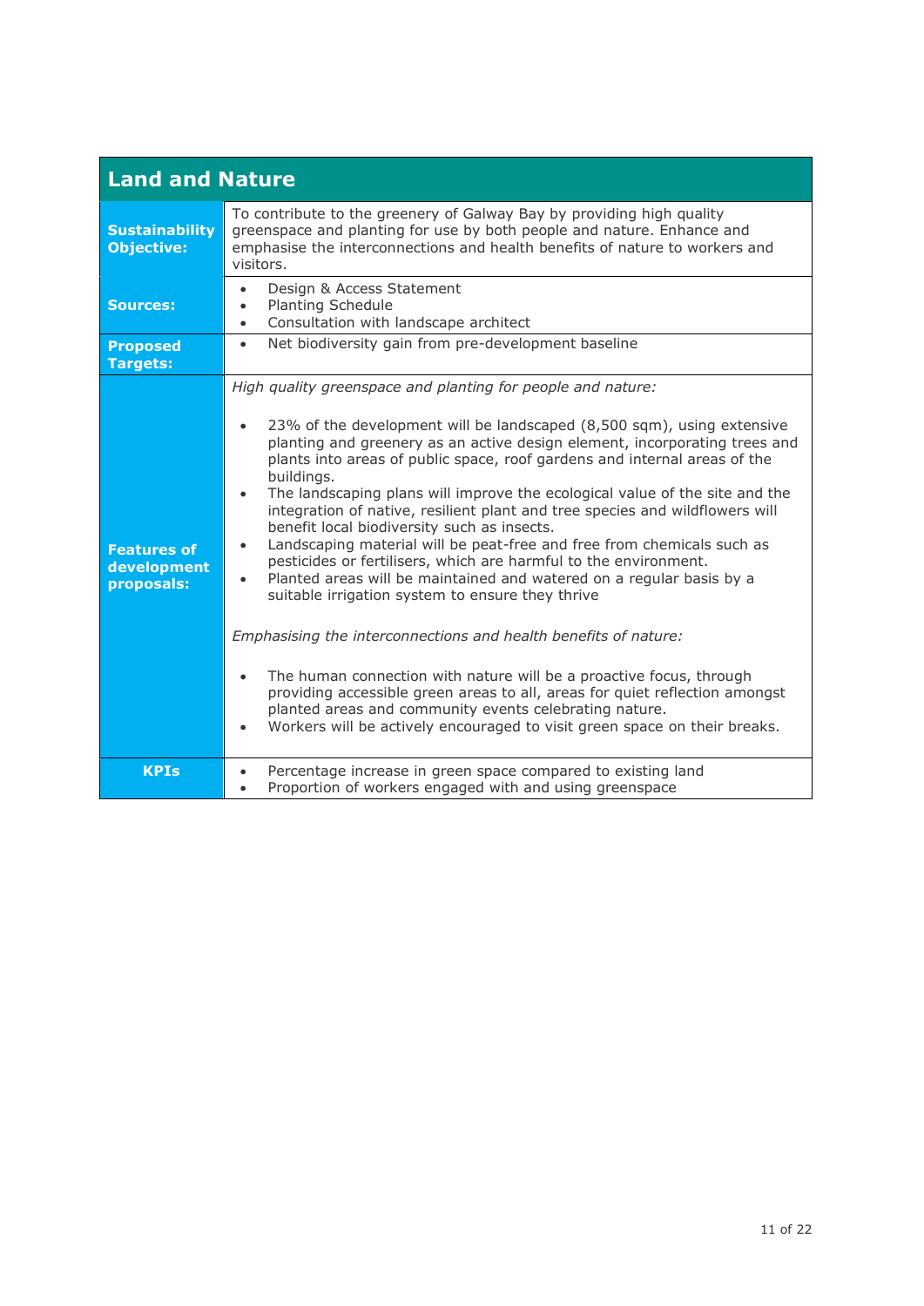| Land and Nature | |
|---|---|
| **Sustainability Objective:** | To contribute to the greenery of Galway Bay by providing high quality greenspace and planting for use by both people and nature. Enhance and emphasise the interconnections and health benefits of nature to workers and visitors. |
| **Sources:** | • Design & Access Statement<br>• Planting Schedule<br>• Consultation with landscape architect |
| **Proposed Targets:** | • Net biodiversity gain from pre-development baseline |
| **Features of development proposals:** | *High quality greenspace and planting for people and nature:*<br><br>• 23% of the development will be landscaped (8,500 sqm), using extensive planting and greenery as an active design element, incorporating trees and plants into areas of public space, roof gardens and internal areas of the buildings.<br>• The landscaping plans will improve the ecological value of the site and the integration of native, resilient plant and tree species and wildflowers will benefit local biodiversity such as insects.<br>• Landscaping material will be peat-free and free from chemicals such as pesticides or fertilisers, which are harmful to the environment.<br>• Planted areas will be maintained and watered on a regular basis by a suitable irrigation system to ensure they thrive<br><br>*Emphasising the interconnections and health benefits of nature:*<br><br>• The human connection with nature will be a proactive focus, through providing accessible green areas to all, areas for quiet reflection amongst planted areas and community events celebrating nature.<br>• Workers will be actively encouraged to visit green space on their breaks. |
| **KPIs** | • Percentage increase in green space compared to existing land<br>• Proportion of workers engaged with and using greenspace |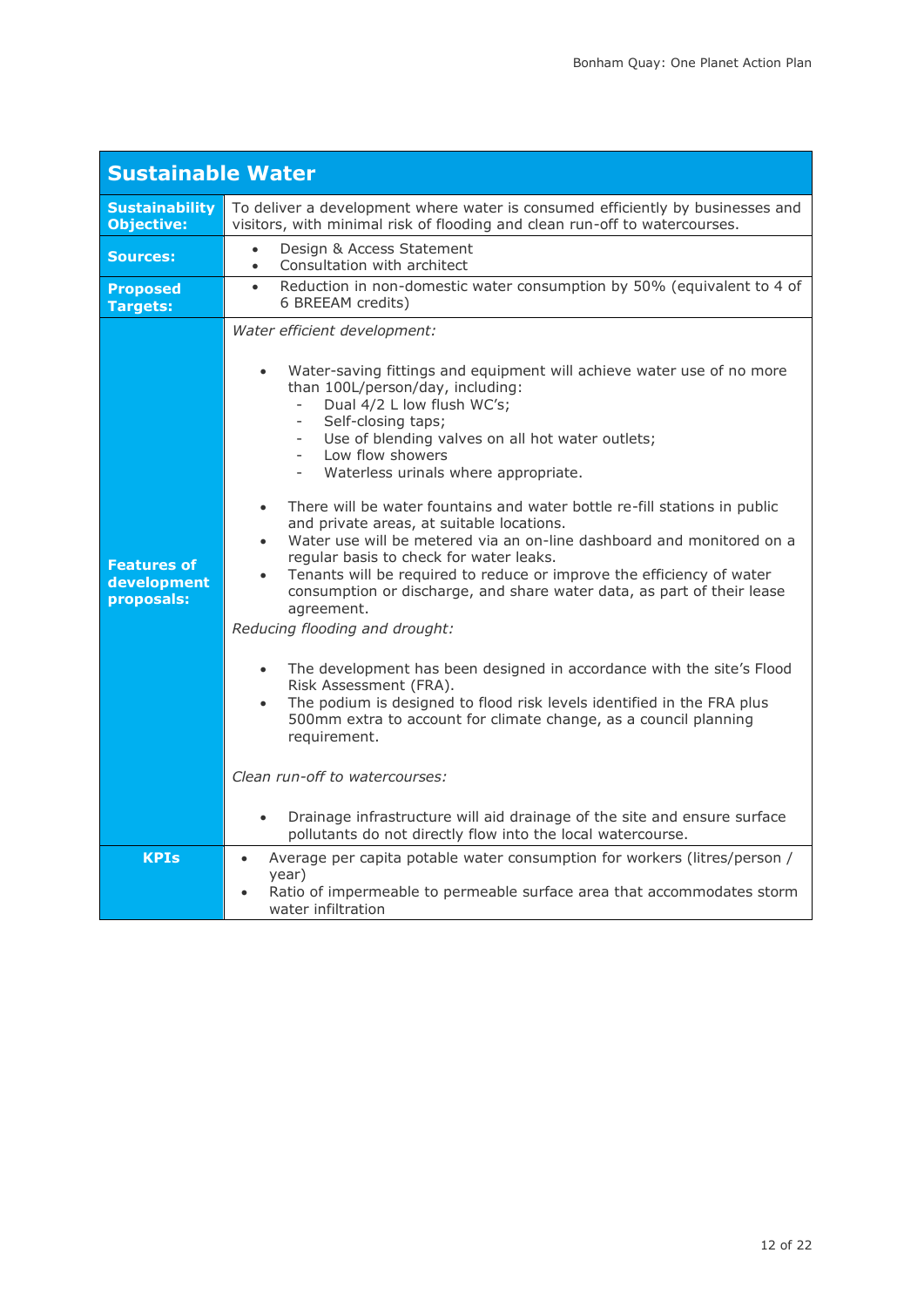| Sustainable Water | |
|---|---|
| **Sustainability Objective:** | To deliver a development where water is consumed efficiently by businesses and visitors, with minimal risk of flooding and clean run-off to watercourses. |
| **Sources:** | • Design & Access Statement<br>• Consultation with architect |
| **Proposed Targets:** | • Reduction in non-domestic water consumption by 50% (equivalent to 4 of 6 BREEAM credits) |
| **Features of development proposals:** | *Water efficient development:*<br><br>• Water-saving fittings and equipment will achieve water use of no more than 100L/person/day, including:<br>&nbsp;&nbsp;- Dual 4/2 L low flush WC's;<br>&nbsp;&nbsp;- Self-closing taps;<br>&nbsp;&nbsp;- Use of blending valves on all hot water outlets;<br>&nbsp;&nbsp;- Low flow showers<br>&nbsp;&nbsp;- Waterless urinals where appropriate.<br><br>• There will be water fountains and water bottle re-fill stations in public and private areas, at suitable locations.<br>• Water use will be metered via an on-line dashboard and monitored on a regular basis to check for water leaks.<br>• Tenants will be required to reduce or improve the efficiency of water consumption or discharge, and share water data, as part of their lease agreement.<br>*Reducing flooding and drought:*<br><br>• The development has been designed in accordance with the site's Flood Risk Assessment (FRA).<br>• The podium is designed to flood risk levels identified in the FRA plus 500mm extra to account for climate change, as a council planning requirement.<br><br>*Clean run-off to watercourses:*<br><br>• Drainage infrastructure will aid drainage of the site and ensure surface pollutants do not directly flow into the local watercourse. |
| **KPIs** | • Average per capita potable water consumption for workers (litres/person / year)<br>• Ratio of impermeable to permeable surface area that accommodates storm water infiltration |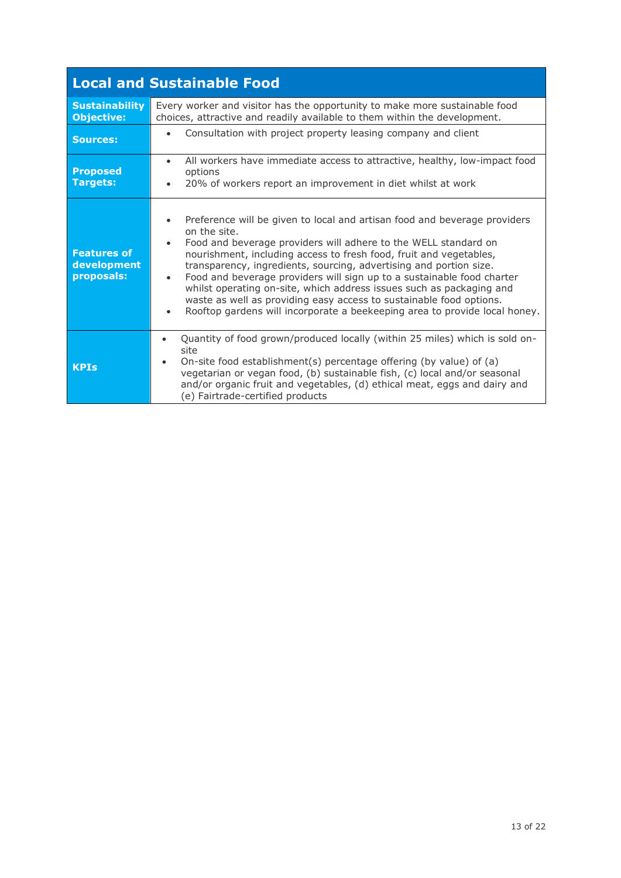| Local and Sustainable Food | |
|---|---|
| **Sustainability Objective:** | Every worker and visitor has the opportunity to make more sustainable food choices, attractive and readily available to them within the development. |
| **Sources:** | • Consultation with project property leasing company and client |
| **Proposed Targets:** | • All workers have immediate access to attractive, healthy, low-impact food options<br>• 20% of workers report an improvement in diet whilst at work |
| **Features of development proposals:** | • Preference will be given to local and artisan food and beverage providers on the site.<br>• Food and beverage providers will adhere to the WELL standard on nourishment, including access to fresh food, fruit and vegetables, transparency, ingredients, sourcing, advertising and portion size.<br>• Food and beverage providers will sign up to a sustainable food charter whilst operating on-site, which address issues such as packaging and waste as well as providing easy access to sustainable food options.<br>• Rooftop gardens will incorporate a beekeeping area to provide local honey. |
| **KPIs** | • Quantity of food grown/produced locally (within 25 miles) which is sold on-site<br>• On-site food establishment(s) percentage offering (by value) of (a) vegetarian or vegan food, (b) sustainable fish, (c) local and/or seasonal and/or organic fruit and vegetables, (d) ethical meat, eggs and dairy and (e) Fairtrade-certified products |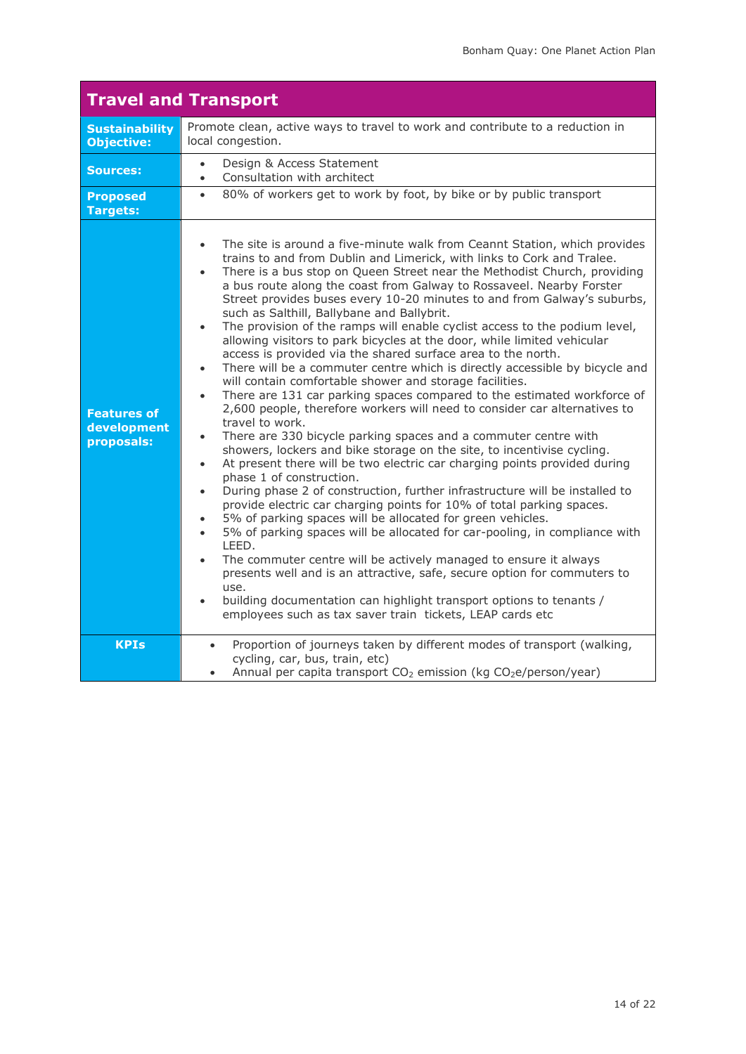## Travel and Transport

| | |
|---|---|
| **Sustainability Objective:** | Promote clean, active ways to travel to work and contribute to a reduction in local congestion. |
| **Sources:** | • Design & Access Statement<br>• Consultation with architect |
| **Proposed Targets:** | • 80% of workers get to work by foot, by bike or by public transport |
| **Features of development proposals:** | • The site is around a five-minute walk from Ceannt Station, which provides trains to and from Dublin and Limerick, with links to Cork and Tralee.<br>• There is a bus stop on Queen Street near the Methodist Church, providing a bus route along the coast from Galway to Rossaveel. Nearby Forster Street provides buses every 10-20 minutes to and from Galway's suburbs, such as Salthill, Ballybane and Ballybrit.<br>• The provision of the ramps will enable cyclist access to the podium level, allowing visitors to park bicycles at the door, while limited vehicular access is provided via the shared surface area to the north.<br>• There will be a commuter centre which is directly accessible by bicycle and will contain comfortable shower and storage facilities.<br>• There are 131 car parking spaces compared to the estimated workforce of 2,600 people, therefore workers will need to consider car alternatives to travel to work.<br>• There are 330 bicycle parking spaces and a commuter centre with showers, lockers and bike storage on the site, to incentivise cycling.<br>• At present there will be two electric car charging points provided during phase 1 of construction.<br>• During phase 2 of construction, further infrastructure will be installed to provide electric car charging points for 10% of total parking spaces.<br>• 5% of parking spaces will be allocated for green vehicles.<br>• 5% of parking spaces will be allocated for car-pooling, in compliance with LEED.<br>• The commuter centre will be actively managed to ensure it always presents well and is an attractive, safe, secure option for commuters to use.<br>• building documentation can highlight transport options to tenants / employees such as tax saver train tickets, LEAP cards etc |
| **KPIs** | • Proportion of journeys taken by different modes of transport (walking, cycling, car, bus, train, etc)<br>• Annual per capita transport $CO_2$ emission (kg $CO_2$e/person/year) |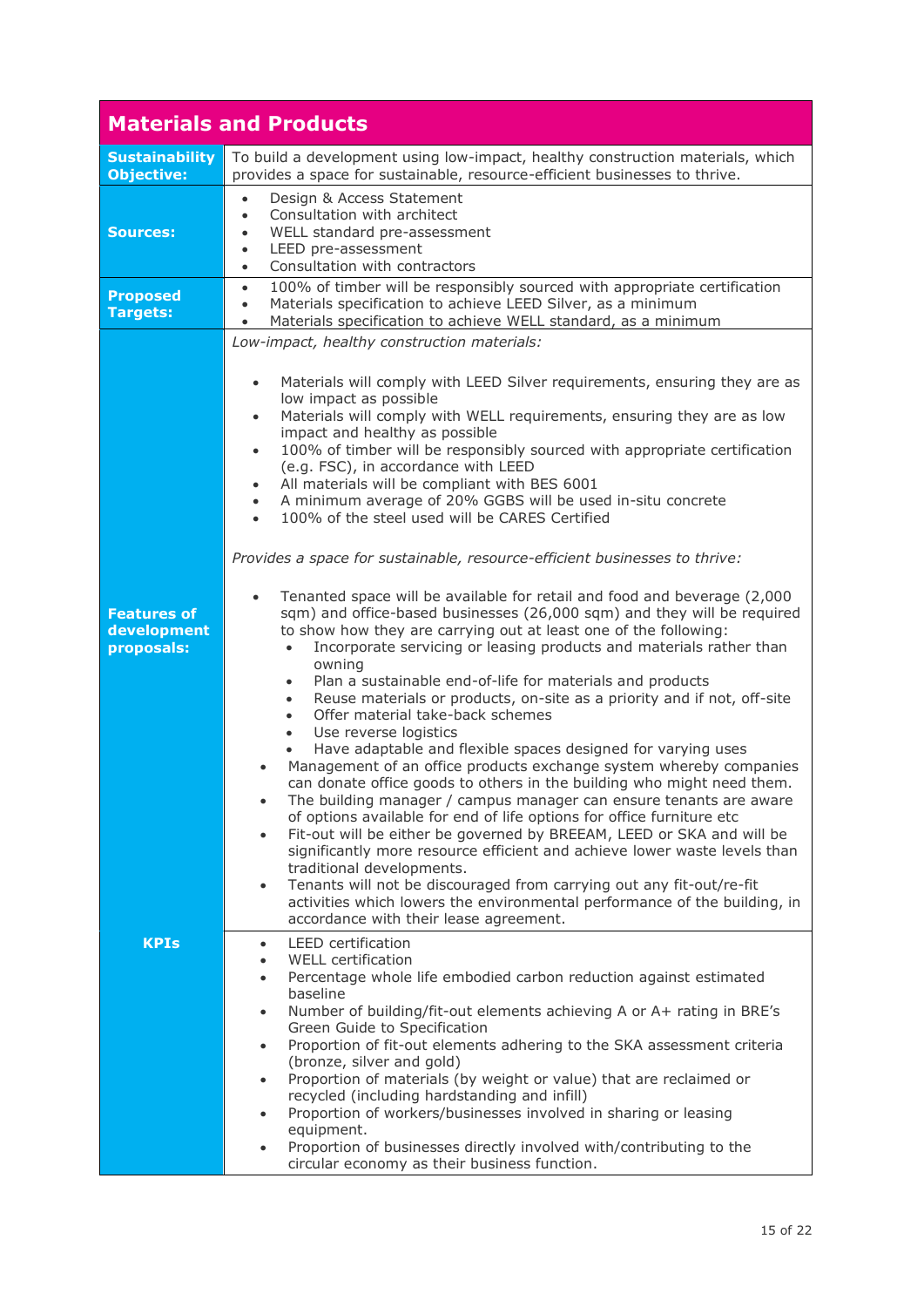| Materials and Products | |
|---|---|
| **Sustainability Objective:** | To build a development using low-impact, healthy construction materials, which provides a space for sustainable, resource-efficient businesses to thrive. |
| **Sources:** | • Design & Access Statement<br>• Consultation with architect<br>• WELL standard pre-assessment<br>• LEED pre-assessment<br>• Consultation with contractors |
| **Proposed Targets:** | • 100% of timber will be responsibly sourced with appropriate certification<br>• Materials specification to achieve LEED Silver, as a minimum<br>• Materials specification to achieve WELL standard, as a minimum |
| **Features of development proposals:** | *Low-impact, healthy construction materials:*<br><br>• Materials will comply with LEED Silver requirements, ensuring they are as low impact as possible<br>• Materials will comply with WELL requirements, ensuring they are as low impact and healthy as possible<br>• 100% of timber will be responsibly sourced with appropriate certification (e.g. FSC), in accordance with LEED<br>• All materials will be compliant with BES 6001<br>• A minimum average of 20% GGBS will be used in-situ concrete<br>• 100% of the steel used will be CARES Certified<br><br>*Provides a space for sustainable, resource-efficient businesses to thrive:*<br><br>• Tenanted space will be available for retail and food and beverage (2,000 sqm) and office-based businesses (26,000 sqm) and they will be required to show how they are carrying out at least one of the following:<br>&nbsp;&nbsp;&nbsp;&nbsp;◦ Incorporate servicing or leasing products and materials rather than owning<br>&nbsp;&nbsp;&nbsp;&nbsp;◦ Plan a sustainable end-of-life for materials and products<br>&nbsp;&nbsp;&nbsp;&nbsp;◦ Reuse materials or products, on-site as a priority and if not, off-site<br>&nbsp;&nbsp;&nbsp;&nbsp;◦ Offer material take-back schemes<br>&nbsp;&nbsp;&nbsp;&nbsp;◦ Use reverse logistics<br>&nbsp;&nbsp;&nbsp;&nbsp;◦ Have adaptable and flexible spaces designed for varying uses<br>• Management of an office products exchange system whereby companies can donate office goods to others in the building who might need them.<br>• The building manager / campus manager can ensure tenants are aware of options available for end of life options for office furniture etc<br>• Fit-out will be either be governed by BREEAM, LEED or SKA and will be significantly more resource efficient and achieve lower waste levels than traditional developments.<br>• Tenants will not be discouraged from carrying out any fit-out/re-fit activities which lowers the environmental performance of the building, in accordance with their lease agreement. |
| **KPIs** | • LEED certification<br>• WELL certification<br>• Percentage whole life embodied carbon reduction against estimated baseline<br>• Number of building/fit-out elements achieving A or A+ rating in BRE's Green Guide to Specification<br>• Proportion of fit-out elements adhering to the SKA assessment criteria (bronze, silver and gold)<br>• Proportion of materials (by weight or value) that are reclaimed or recycled (including hardstanding and infill)<br>• Proportion of workers/businesses involved in sharing or leasing equipment.<br>• Proportion of businesses directly involved with/contributing to the circular economy as their business function. |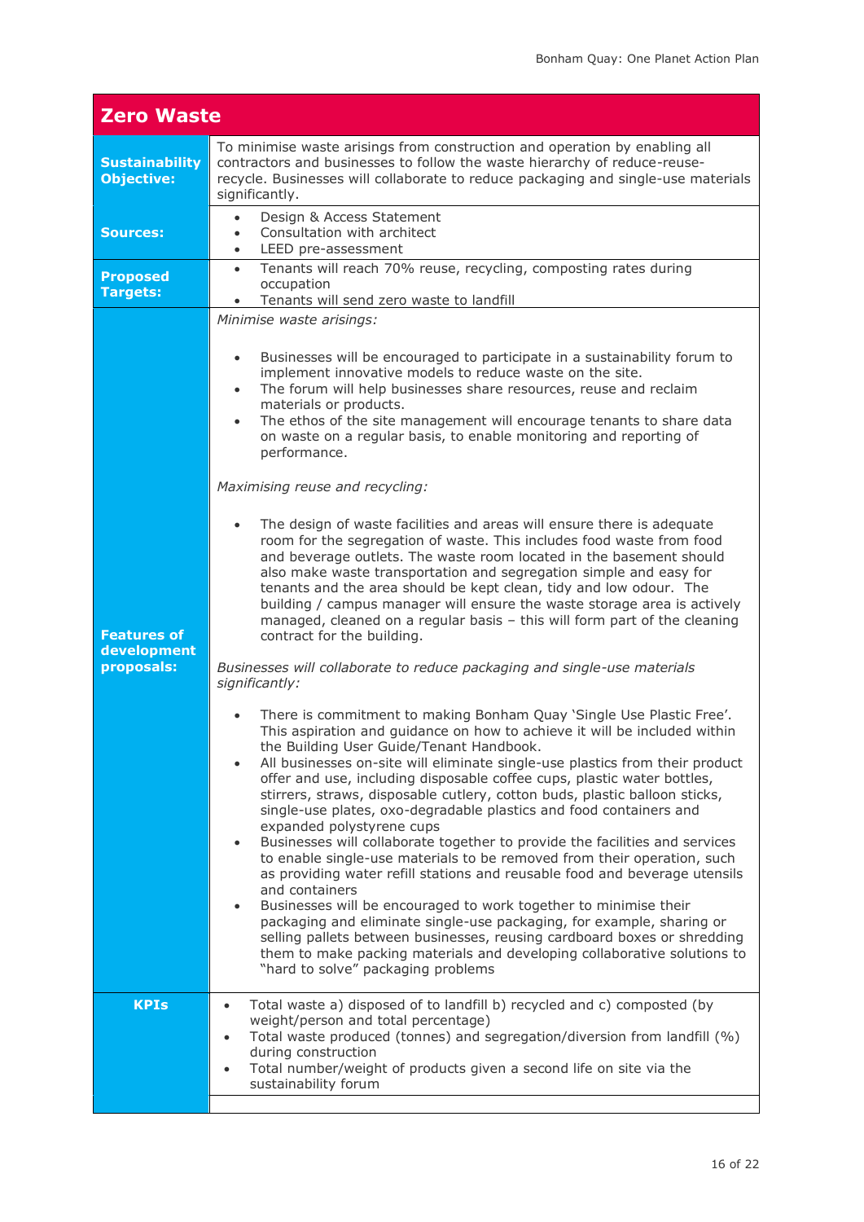| **Zero Waste** | |
|---|---|
| **Sustainability Objective:** | To minimise waste arisings from construction and operation by enabling all contractors and businesses to follow the waste hierarchy of reduce-reuse-recycle. Businesses will collaborate to reduce packaging and single-use materials significantly. |
| **Sources:** | • Design & Access Statement<br>• Consultation with architect<br>• LEED pre-assessment |
| **Proposed Targets:** | • Tenants will reach 70% reuse, recycling, composting rates during occupation<br>• Tenants will send zero waste to landfill |
| **Features of development proposals:** | *Minimise waste arisings:*<br><br>• Businesses will be encouraged to participate in a sustainability forum to implement innovative models to reduce waste on the site.<br>• The forum will help businesses share resources, reuse and reclaim materials or products.<br>• The ethos of the site management will encourage tenants to share data on waste on a regular basis, to enable monitoring and reporting of performance.<br><br>*Maximising reuse and recycling:*<br><br>• The design of waste facilities and areas will ensure there is adequate room for the segregation of waste. This includes food waste from food and beverage outlets. The waste room located in the basement should also make waste transportation and segregation simple and easy for tenants and the area should be kept clean, tidy and low odour. The building / campus manager will ensure the waste storage area is actively managed, cleaned on a regular basis – this will form part of the cleaning contract for the building.<br><br>*Businesses will collaborate to reduce packaging and single-use materials significantly:*<br><br>• There is commitment to making Bonham Quay 'Single Use Plastic Free'. This aspiration and guidance on how to achieve it will be included within the Building User Guide/Tenant Handbook.<br>• All businesses on-site will eliminate single-use plastics from their product offer and use, including disposable coffee cups, plastic water bottles, stirrers, straws, disposable cutlery, cotton buds, plastic balloon sticks, single-use plates, oxo-degradable plastics and food containers and expanded polystyrene cups<br>• Businesses will collaborate together to provide the facilities and services to enable single-use materials to be removed from their operation, such as providing water refill stations and reusable food and beverage utensils and containers<br>• Businesses will be encouraged to work together to minimise their packaging and eliminate single-use packaging, for example, sharing or selling pallets between businesses, reusing cardboard boxes or shredding them to make packing materials and developing collaborative solutions to "hard to solve" packaging problems |
| **KPIs** | • Total waste a) disposed of to landfill b) recycled and c) composted (by weight/person and total percentage)<br>• Total waste produced (tonnes) and segregation/diversion from landfill (%) during construction<br>• Total number/weight of products given a second life on site via the sustainability forum |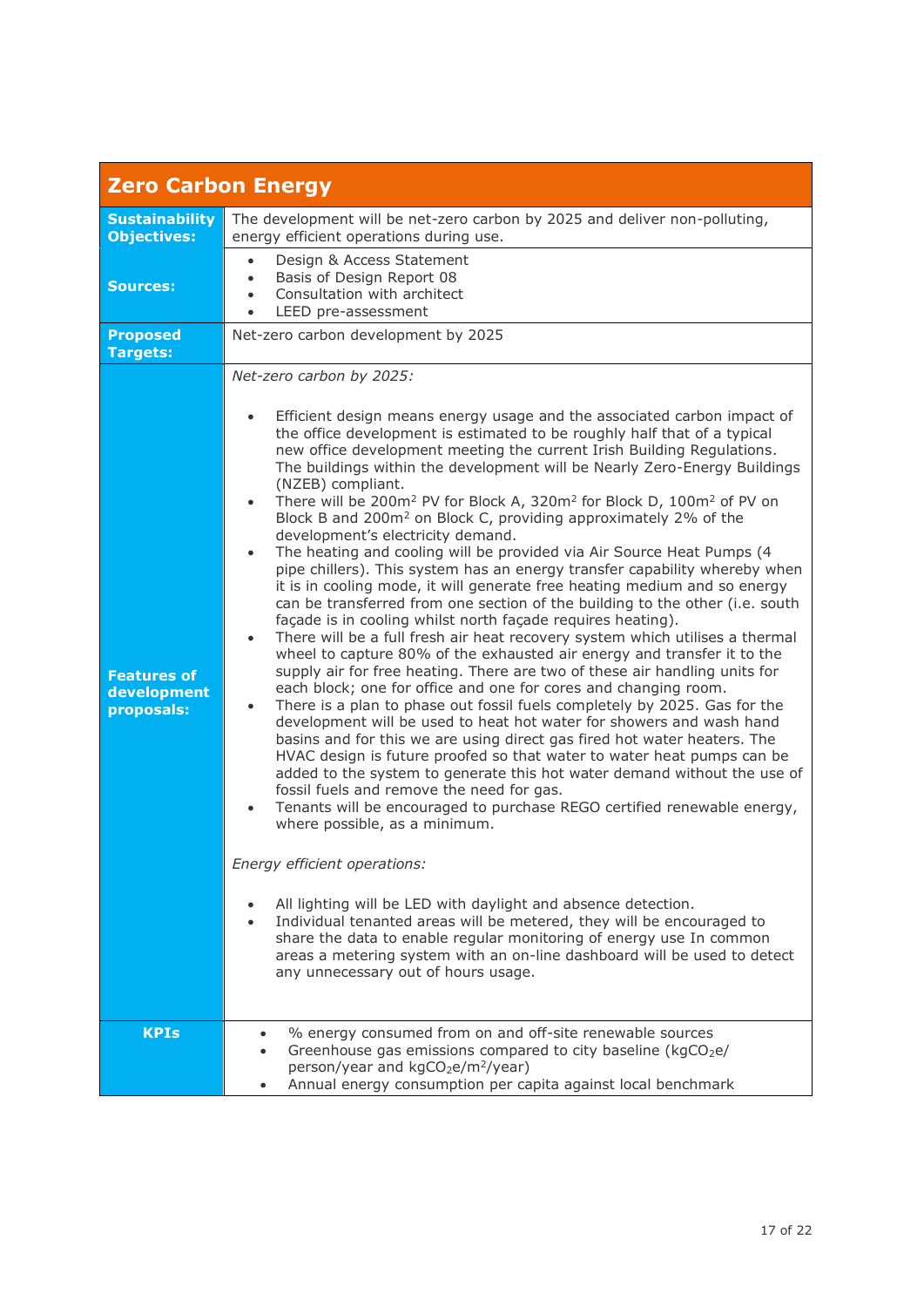| Zero Carbon Energy | |
|---|---|
| **Sustainability Objectives:** | The development will be net-zero carbon by 2025 and deliver non-polluting, energy efficient operations during use. |
| **Sources:** | • Design & Access Statement<br>• Basis of Design Report 08<br>• Consultation with architect<br>• LEED pre-assessment |
| **Proposed Targets:** | Net-zero carbon development by 2025 |
| **Features of development proposals:** | *Net-zero carbon by 2025:*<br><br>• Efficient design means energy usage and the associated carbon impact of the office development is estimated to be roughly half that of a typical new office development meeting the current Irish Building Regulations. The buildings within the development will be Nearly Zero-Energy Buildings (NZEB) compliant.<br>• There will be 200m$^2$ PV for Block A, 320m$^2$ for Block D, 100m$^2$ of PV on Block B and 200m$^2$ on Block C, providing approximately 2% of the development's electricity demand.<br>• The heating and cooling will be provided via Air Source Heat Pumps (4 pipe chillers). This system has an energy transfer capability whereby when it is in cooling mode, it will generate free heating medium and so energy can be transferred from one section of the building to the other (i.e. south façade is in cooling whilst north façade requires heating).<br>• There will be a full fresh air heat recovery system which utilises a thermal wheel to capture 80% of the exhausted air energy and transfer it to the supply air for free heating. There are two of these air handling units for each block; one for office and one for cores and changing room.<br>• There is a plan to phase out fossil fuels completely by 2025. Gas for the development will be used to heat hot water for showers and wash hand basins and for this we are using direct gas fired hot water heaters. The HVAC design is future proofed so that water to water heat pumps can be added to the system to generate this hot water demand without the use of fossil fuels and remove the need for gas.<br>• Tenants will be encouraged to purchase REGO certified renewable energy, where possible, as a minimum.<br><br>*Energy efficient operations:*<br><br>• All lighting will be LED with daylight and absence detection.<br>• Individual tenanted areas will be metered, they will be encouraged to share the data to enable regular monitoring of energy use In common areas a metering system with an on-line dashboard will be used to detect any unnecessary out of hours usage. |
| **KPIs** | • % energy consumed from on and off-site renewable sources<br>• Greenhouse gas emissions compared to city baseline (kg$CO_2$e/person/year and kg$CO_2$e/m$^2$/year)<br>• Annual energy consumption per capita against local benchmark |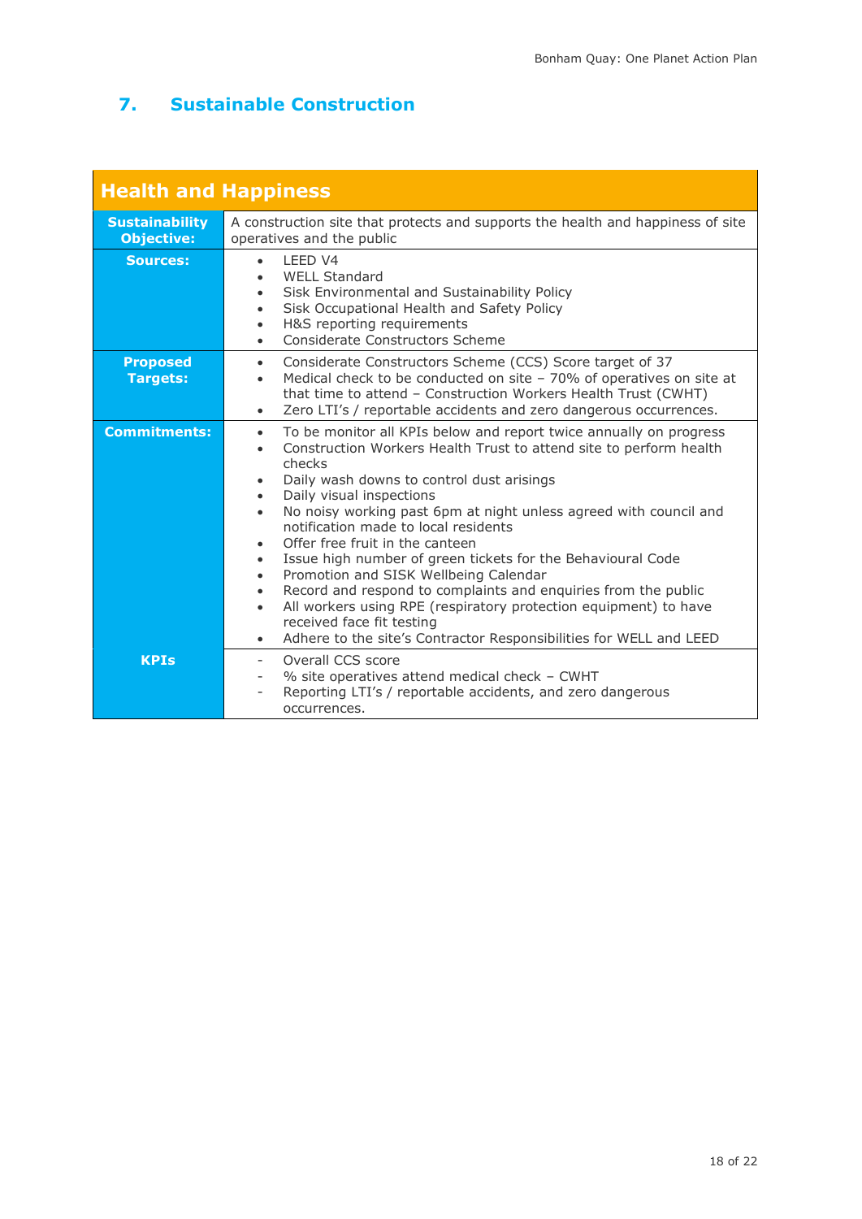## 7. Sustainable Construction

| Health and Happiness | |
|---|---|
| **Sustainability Objective:** | A construction site that protects and supports the health and happiness of site operatives and the public |
| **Sources:** | • LEED V4<br>• WELL Standard<br>• Sisk Environmental and Sustainability Policy<br>• Sisk Occupational Health and Safety Policy<br>• H&S reporting requirements<br>• Considerate Constructors Scheme |
| **Proposed Targets:** | • Considerate Constructors Scheme (CCS) Score target of 37<br>• Medical check to be conducted on site – 70% of operatives on site at that time to attend – Construction Workers Health Trust (CWHT)<br>• Zero LTI's / reportable accidents and zero dangerous occurrences. |
| **Commitments:** | • To be monitor all KPIs below and report twice annually on progress<br>• Construction Workers Health Trust to attend site to perform health checks<br>• Daily wash downs to control dust arisings<br>• Daily visual inspections<br>• No noisy working past 6pm at night unless agreed with council and notification made to local residents<br>• Offer free fruit in the canteen<br>• Issue high number of green tickets for the Behavioural Code<br>• Promotion and SISK Wellbeing Calendar<br>• Record and respond to complaints and enquiries from the public<br>• All workers using RPE (respiratory protection equipment) to have received face fit testing<br>• Adhere to the site's Contractor Responsibilities for WELL and LEED |
| **KPIs** | - Overall CCS score<br>- % site operatives attend medical check – CWHT<br>- Reporting LTI's / reportable accidents, and zero dangerous occurrences. |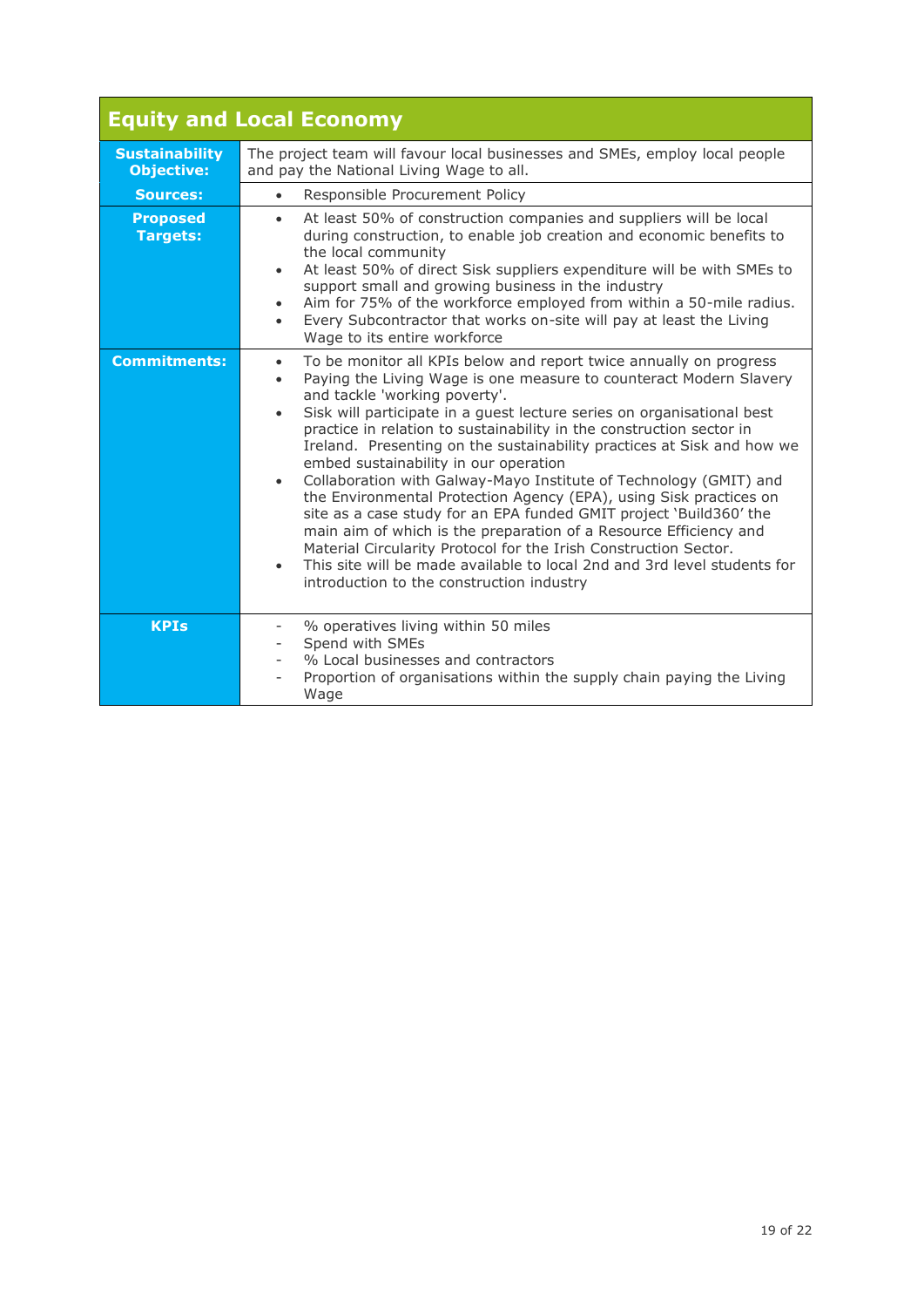| Equity and Local Economy | |
|---|---|
| **Sustainability Objective:** | The project team will favour local businesses and SMEs, employ local people and pay the National Living Wage to all. |
| **Sources:** | • Responsible Procurement Policy |
| **Proposed Targets:** | • At least 50% of construction companies and suppliers will be local during construction, to enable job creation and economic benefits to the local community<br>• At least 50% of direct Sisk suppliers expenditure will be with SMEs to support small and growing business in the industry<br>• Aim for 75% of the workforce employed from within a 50-mile radius.<br>• Every Subcontractor that works on-site will pay at least the Living Wage to its entire workforce |
| **Commitments:** | • To be monitor all KPIs below and report twice annually on progress<br>• Paying the Living Wage is one measure to counteract Modern Slavery and tackle 'working poverty'.<br>• Sisk will participate in a guest lecture series on organisational best practice in relation to sustainability in the construction sector in Ireland. Presenting on the sustainability practices at Sisk and how we embed sustainability in our operation<br>• Collaboration with Galway-Mayo Institute of Technology (GMIT) and the Environmental Protection Agency (EPA), using Sisk practices on site as a case study for an EPA funded GMIT project 'Build360' the main aim of which is the preparation of a Resource Efficiency and Material Circularity Protocol for the Irish Construction Sector.<br>• This site will be made available to local 2nd and 3rd level students for introduction to the construction industry |
| **KPIs** | - % operatives living within 50 miles<br>- Spend with SMEs<br>- % Local businesses and contractors<br>- Proportion of organisations within the supply chain paying the Living Wage |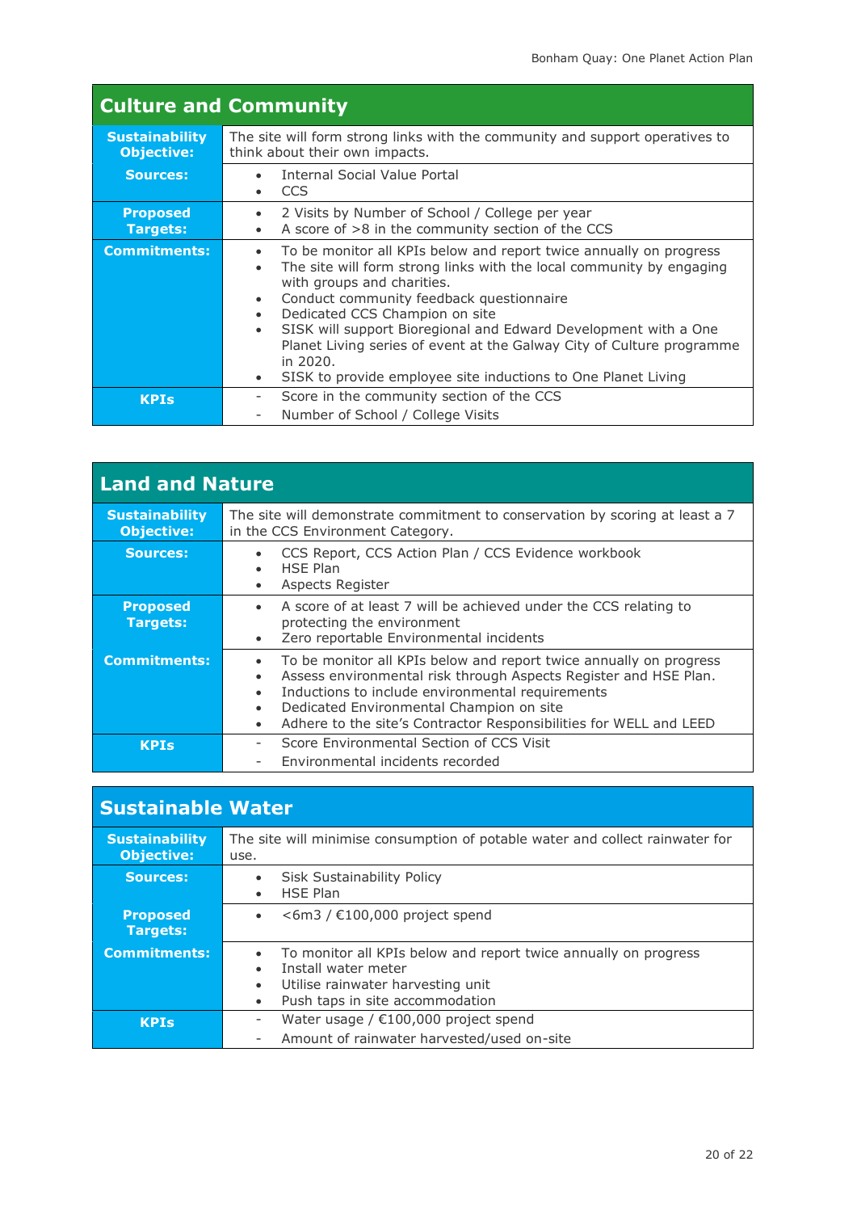## Culture and Community

| | |
|---|---|
| **Sustainability Objective:** | The site will form strong links with the community and support operatives to think about their own impacts. |
| **Sources:** | • Internal Social Value Portal<br>• CCS |
| **Proposed Targets:** | • 2 Visits by Number of School / College per year<br>• A score of >8 in the community section of the CCS |
| **Commitments:** | • To be monitor all KPIs below and report twice annually on progress<br>• The site will form strong links with the local community by engaging with groups and charities.<br>• Conduct community feedback questionnaire<br>• Dedicated CCS Champion on site<br>• SISK will support Bioregional and Edward Development with a One Planet Living series of event at the Galway City of Culture programme in 2020.<br>• SISK to provide employee site inductions to One Planet Living |
| **KPIs** | - Score in the community section of the CCS<br>- Number of School / College Visits |

## Land and Nature

| | |
|---|---|
| **Sustainability Objective:** | The site will demonstrate commitment to conservation by scoring at least a 7 in the CCS Environment Category. |
| **Sources:** | • CCS Report, CCS Action Plan / CCS Evidence workbook<br>• HSE Plan<br>• Aspects Register |
| **Proposed Targets:** | • A score of at least 7 will be achieved under the CCS relating to protecting the environment<br>• Zero reportable Environmental incidents |
| **Commitments:** | • To be monitor all KPIs below and report twice annually on progress<br>• Assess environmental risk through Aspects Register and HSE Plan.<br>• Inductions to include environmental requirements<br>• Dedicated Environmental Champion on site<br>• Adhere to the site's Contractor Responsibilities for WELL and LEED |
| **KPIs** | - Score Environmental Section of CCS Visit<br>- Environmental incidents recorded |

## Sustainable Water

| | |
|---|---|
| **Sustainability Objective:** | The site will minimise consumption of potable water and collect rainwater for use. |
| **Sources:** | • Sisk Sustainability Policy<br>• HSE Plan |
| **Proposed Targets:** | • <6m3 / €100,000 project spend |
| **Commitments:** | • To monitor all KPIs below and report twice annually on progress<br>• Install water meter<br>• Utilise rainwater harvesting unit<br>• Push taps in site accommodation |
| **KPIs** | - Water usage / €100,000 project spend<br>- Amount of rainwater harvested/used on-site |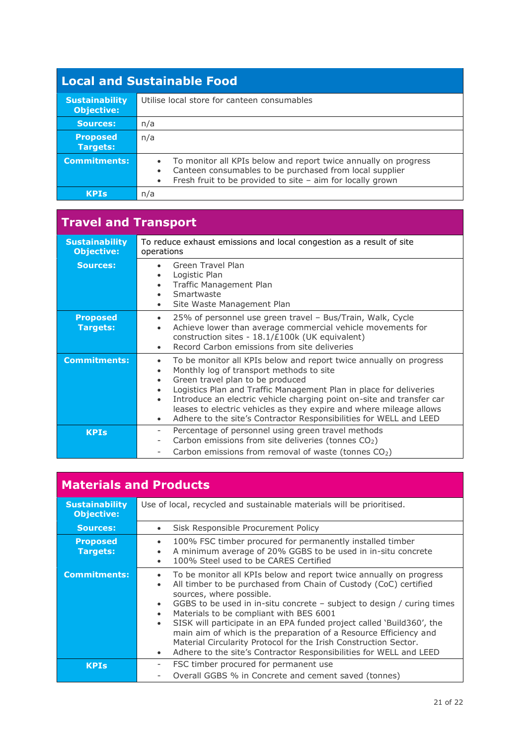## Local and Sustainable Food

| | |
|---|---|
| **Sustainability Objective:** | Utilise local store for canteen consumables |
| **Sources:** | n/a |
| **Proposed Targets:** | n/a |
| **Commitments:** | • To monitor all KPIs below and report twice annually on progress<br>• Canteen consumables to be purchased from local supplier<br>• Fresh fruit to be provided to site – aim for locally grown |
| **KPIs** | n/a |

## Travel and Transport

| | |
|---|---|
| **Sustainability Objective:** | To reduce exhaust emissions and local congestion as a result of site operations |
| **Sources:** | • Green Travel Plan<br>• Logistic Plan<br>• Traffic Management Plan<br>• Smartwaste<br>• Site Waste Management Plan |
| **Proposed Targets:** | • 25% of personnel use green travel – Bus/Train, Walk, Cycle<br>• Achieve lower than average commercial vehicle movements for construction sites - 18.1/£100k (UK equivalent)<br>• Record Carbon emissions from site deliveries |
| **Commitments:** | • To be monitor all KPIs below and report twice annually on progress<br>• Monthly log of transport methods to site<br>• Green travel plan to be produced<br>• Logistics Plan and Traffic Management Plan in place for deliveries<br>• Introduce an electric vehicle charging point on-site and transfer car leases to electric vehicles as they expire and where mileage allows<br>• Adhere to the site's Contractor Responsibilities for WELL and LEED |
| **KPIs** | - Percentage of personnel using green travel methods<br>- Carbon emissions from site deliveries (tonnes $CO_2$)<br>- Carbon emissions from removal of waste (tonnes $CO_2$) |

## Materials and Products

| | |
|---|---|
| **Sustainability Objective:** | Use of local, recycled and sustainable materials will be prioritised. |
| **Sources:** | • Sisk Responsible Procurement Policy |
| **Proposed Targets:** | • 100% FSC timber procured for permanently installed timber<br>• A minimum average of 20% GGBS to be used in in-situ concrete<br>• 100% Steel used to be CARES Certified |
| **Commitments:** | • To be monitor all KPIs below and report twice annually on progress<br>• All timber to be purchased from Chain of Custody (CoC) certified sources, where possible.<br>• GGBS to be used in in-situ concrete – subject to design / curing times<br>• Materials to be compliant with BES 6001<br>• SISK will participate in an EPA funded project called 'Build360', the main aim of which is the preparation of a Resource Efficiency and Material Circularity Protocol for the Irish Construction Sector.<br>• Adhere to the site's Contractor Responsibilities for WELL and LEED |
| **KPIs** | - FSC timber procured for permanent use<br>- Overall GGBS % in Concrete and cement saved (tonnes) |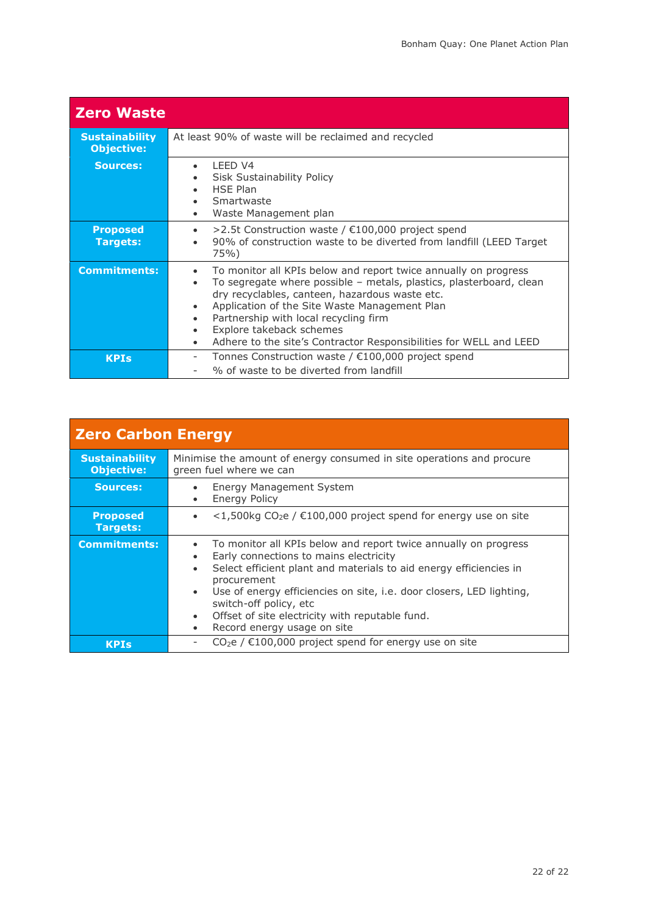| Zero Waste | |
|---|---|
| **Sustainability Objective:** | At least 90% of waste will be reclaimed and recycled |
| **Sources:** | • LEED V4<br>• Sisk Sustainability Policy<br>• HSE Plan<br>• Smartwaste<br>• Waste Management plan |
| **Proposed Targets:** | • >2.5t Construction waste / €100,000 project spend<br>• 90% of construction waste to be diverted from landfill (LEED Target 75%) |
| **Commitments:** | • To monitor all KPIs below and report twice annually on progress<br>• To segregate where possible – metals, plastics, plasterboard, clean dry recyclables, canteen, hazardous waste etc.<br>• Application of the Site Waste Management Plan<br>• Partnership with local recycling firm<br>• Explore takeback schemes<br>• Adhere to the site's Contractor Responsibilities for WELL and LEED |
| **KPIs** | - Tonnes Construction waste / €100,000 project spend<br>- % of waste to be diverted from landfill |

| Zero Carbon Energy | |
|---|---|
| **Sustainability Objective:** | Minimise the amount of energy consumed in site operations and procure green fuel where we can |
| **Sources:** | • Energy Management System<br>• Energy Policy |
| **Proposed Targets:** | • <1,500kg $CO_2$e / €100,000 project spend for energy use on site |
| **Commitments:** | • To monitor all KPIs below and report twice annually on progress<br>• Early connections to mains electricity<br>• Select efficient plant and materials to aid energy efficiencies in procurement<br>• Use of energy efficiencies on site, i.e. door closers, LED lighting, switch-off policy, etc<br>• Offset of site electricity with reputable fund.<br>• Record energy usage on site |
| **KPIs** | - $CO_2$e / €100,000 project spend for energy use on site |